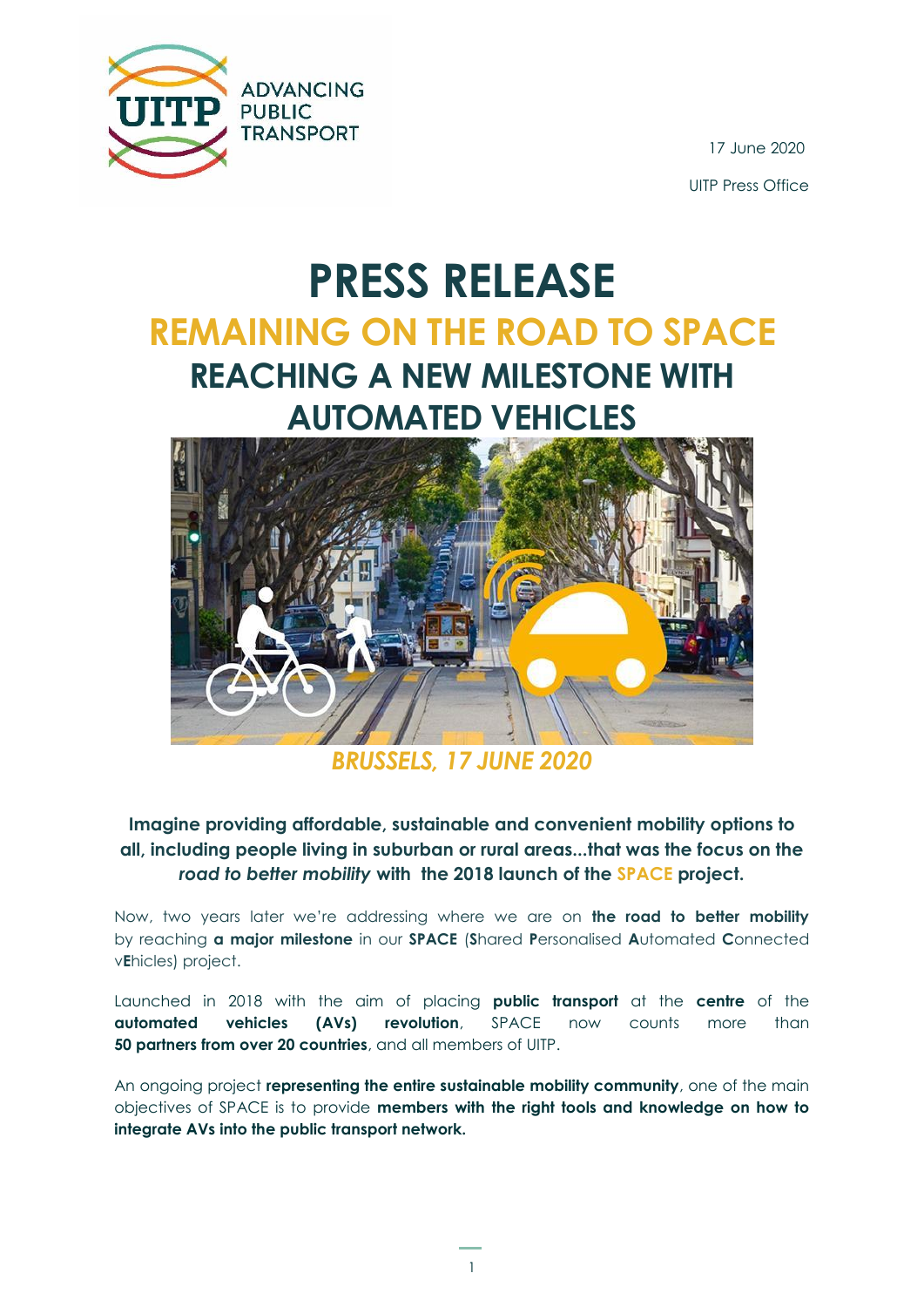17 June 2020

UITP Press Office

# PRESS RELEASE

## REMAINING ON THE ROAD TO SPACE

## REACHING A NEW MILESTONE WITH AUTOMATED VEHICLES

***BRUSSELS, 17 JUNE 2020***

**Imagine providing affordable, sustainable and convenient mobility options to all, including people living in suburban or rural areas...that was the focus on the *road to better mobility* with the 2018 launch of the SPACE project.**

Now, two years later we're addressing where we are on **the road to better mobility** by reaching **a major milestone** in our **SPACE** (**S**hared **P**ersonalised **A**utomated **C**onnected v**E**hicles) project.

Launched in 2018 with the aim of placing **public transport** at the **centre** of the **automated vehicles (AVs) revolution**, SPACE now counts more than **50 partners from over 20 countries**, and all members of UITP.

An ongoing project **representing the entire sustainable mobility community**, one of the main objectives of SPACE is to provide **members with the right tools and knowledge on how to integrate AVs into the public transport network.**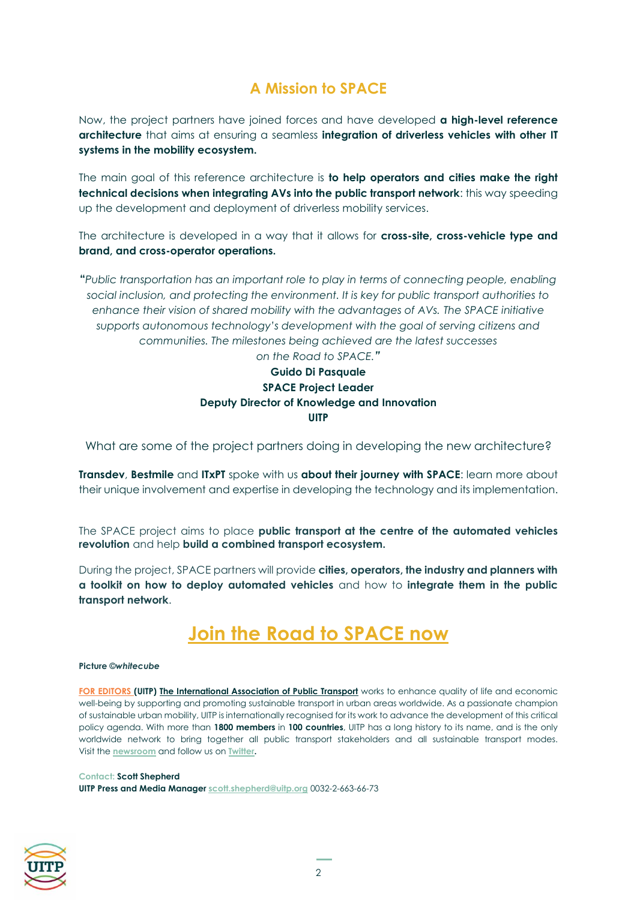## A Mission to SPACE

Now, the project partners have joined forces and have developed **a high-level reference architecture** that aims at ensuring a seamless **integration of driverless vehicles with other IT systems in the mobility ecosystem.**

The main goal of this reference architecture is **to help operators and cities make the right technical decisions when integrating AVs into the public transport network**: this way speeding up the development and deployment of driverless mobility services.

The architecture is developed in a way that it allows for **cross-site, cross-vehicle type and brand, and cross-operator operations.**

**"***Public transportation has an important role to play in terms of connecting people, enabling social inclusion, and protecting the environment. It is key for public transport authorities to enhance their vision of shared mobility with the advantages of AVs. The SPACE initiative supports autonomous technology's development with the goal of serving citizens and communities. The milestones being achieved are the latest successes on the Road to SPACE.***"**

**Guido Di Pasquale**
**SPACE Project Leader**
**Deputy Director of Knowledge and Innovation**
**UITP**

What are some of the project partners doing in developing the new architecture?

**Transdev**, **Bestmile** and **ITxPT** spoke with us **about their journey with SPACE**: learn more about their unique involvement and expertise in developing the technology and its implementation.

The SPACE project aims to place **public transport at the centre of the automated vehicles revolution** and help **build a combined transport ecosystem.**

During the project, SPACE partners will provide **cities, operators, the industry and planners with a toolkit on how to deploy automated vehicles** and how to **integrate them in the public transport network**.

## Join the Road to SPACE now

**Picture ©*whitecube***

**FOR EDITORS (UITP) The International Association of Public Transport** works to enhance quality of life and economic well-being by supporting and promoting sustainable transport in urban areas worldwide. As a passionate champion of sustainable urban mobility, UITP is internationally recognised for its work to advance the development of this critical policy agenda. With more than **1800 members** in **100 countries**, UITP has a long history to its name, and is the only worldwide network to bring together all public transport stakeholders and all sustainable transport modes. Visit the **newsroom** and follow us on **Twitter**.

Contact: **Scott Shepherd**
**UITP Press and Media Manager** scott.shepherd@uitp.org 0032-2-663-66-73